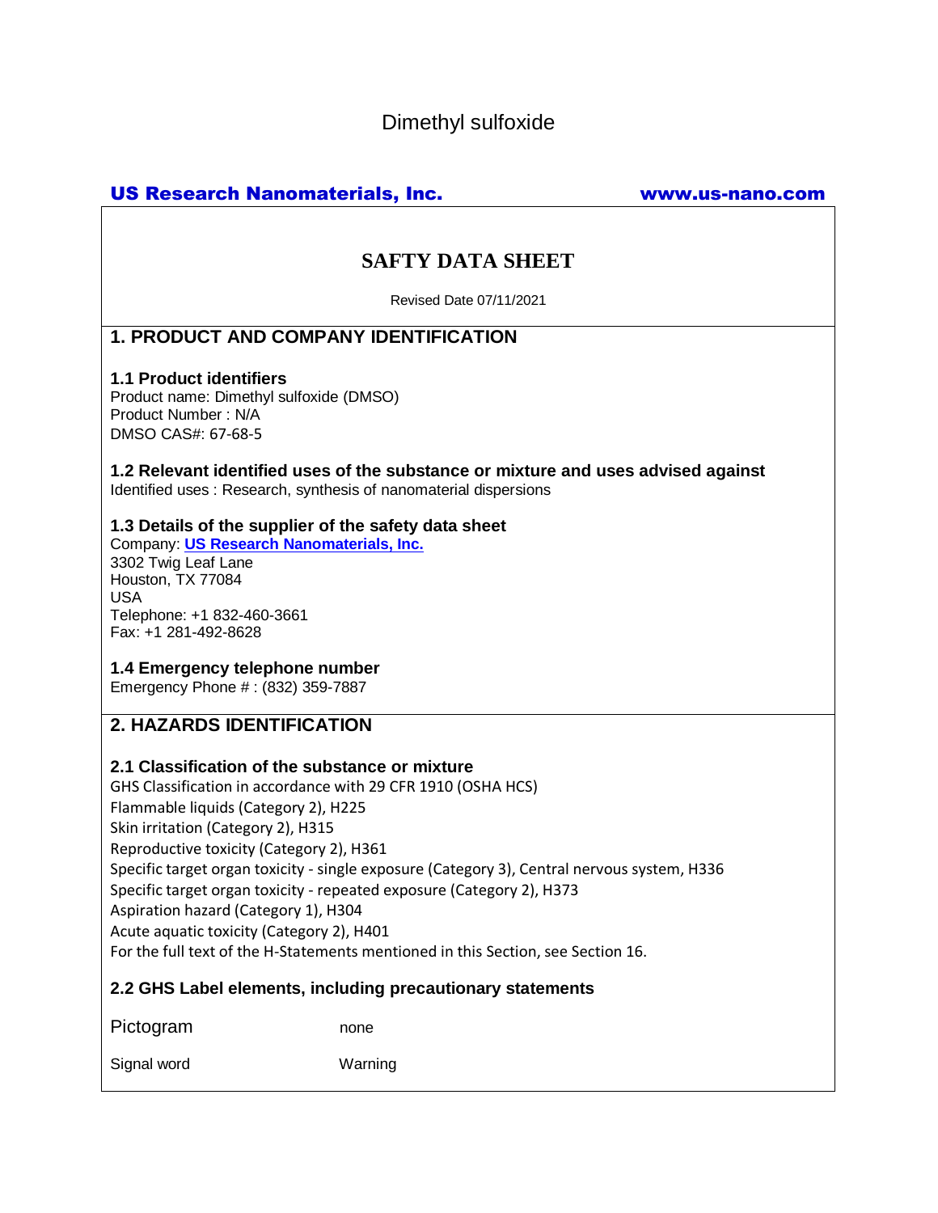Dimethyl sulfoxide

**US Research Nanomaterials, Inc.** **www.us-nano.com**

# SAFTY DATA SHEET

Revised Date 07/11/2021

## 1. PRODUCT AND COMPANY IDENTIFICATION

### 1.1 Product identifiers

Product name: Dimethyl sulfoxide (DMSO)
Product Number : N/A
DMSO CAS#: 67-68-5

### 1.2 Relevant identified uses of the substance or mixture and uses advised against

Identified uses : Research, synthesis of nanomaterial dispersions

### 1.3 Details of the supplier of the safety data sheet

Company: **US Research Nanomaterials, Inc.**
3302 Twig Leaf Lane
Houston, TX 77084
USA
Telephone: +1 832-460-3661
Fax: +1 281-492-8628

### 1.4 Emergency telephone number

Emergency Phone # : (832) 359-7887

## 2. HAZARDS IDENTIFICATION

### 2.1 Classification of the substance or mixture

GHS Classification in accordance with 29 CFR 1910 (OSHA HCS)
Flammable liquids (Category 2), H225
Skin irritation (Category 2), H315
Reproductive toxicity (Category 2), H361
Specific target organ toxicity - single exposure (Category 3), Central nervous system, H336
Specific target organ toxicity - repeated exposure (Category 2), H373
Aspiration hazard (Category 1), H304
Acute aquatic toxicity (Category 2), H401
For the full text of the H-Statements mentioned in this Section, see Section 16.

### 2.2 GHS Label elements, including precautionary statements

| | |
|---|---|
| Pictogram | none |
| Signal word | Warning |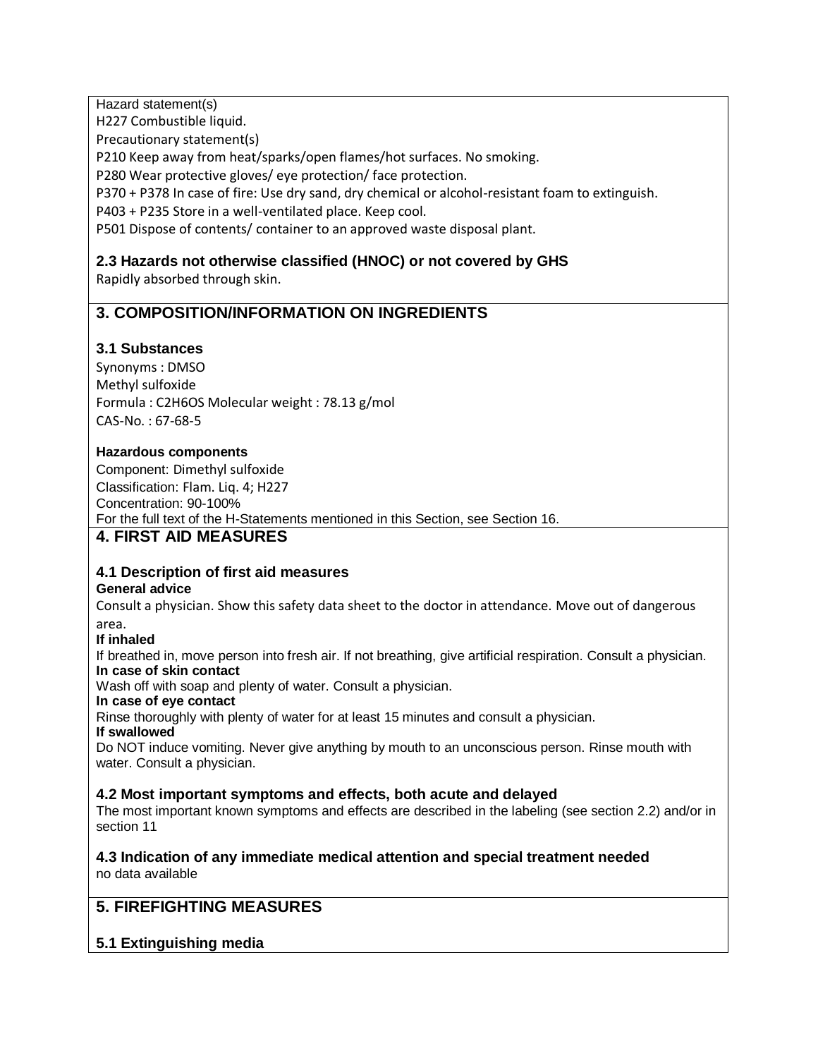Hazard statement(s)

H227 Combustible liquid.

Precautionary statement(s)

P210 Keep away from heat/sparks/open flames/hot surfaces. No smoking.

P280 Wear protective gloves/ eye protection/ face protection.

P370 + P378 In case of fire: Use dry sand, dry chemical or alcohol-resistant foam to extinguish.

P403 + P235 Store in a well-ventilated place. Keep cool.

P501 Dispose of contents/ container to an approved waste disposal plant.

### 2.3 Hazards not otherwise classified (HNOC) or not covered by GHS

Rapidly absorbed through skin.

## 3. COMPOSITION/INFORMATION ON INGREDIENTS

### 3.1 Substances

Synonyms : DMSO

Methyl sulfoxide

Formula : $C_2H_6OS$ Molecular weight : 78.13 g/mol

CAS-No. : 67-68-5

**Hazardous components**

Component: Dimethyl sulfoxide

Classification: Flam. Liq. 4; H227

Concentration: 90-100%

For the full text of the H-Statements mentioned in this Section, see Section 16.

## 4. FIRST AID MEASURES

### 4.1 Description of first aid measures

**General advice**

Consult a physician. Show this safety data sheet to the doctor in attendance. Move out of dangerous area.

**If inhaled**

If breathed in, move person into fresh air. If not breathing, give artificial respiration. Consult a physician.

**In case of skin contact**

Wash off with soap and plenty of water. Consult a physician.

**In case of eye contact**

Rinse thoroughly with plenty of water for at least 15 minutes and consult a physician.

**If swallowed**

Do NOT induce vomiting. Never give anything by mouth to an unconscious person. Rinse mouth with water. Consult a physician.

### 4.2 Most important symptoms and effects, both acute and delayed

The most important known symptoms and effects are described in the labeling (see section 2.2) and/or in section 11

### 4.3 Indication of any immediate medical attention and special treatment needed

no data available

## 5. FIREFIGHTING MEASURES

### 5.1 Extinguishing media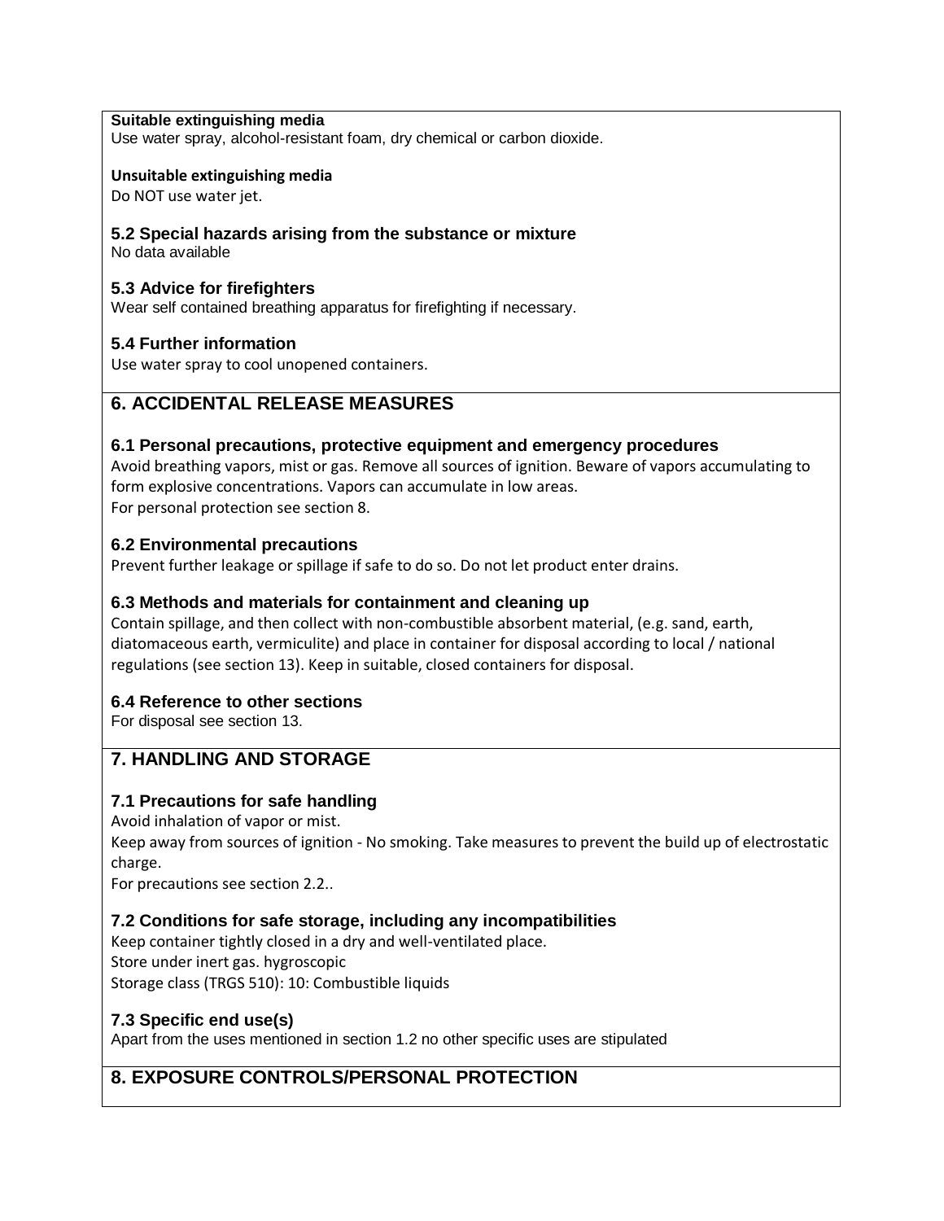**Suitable extinguishing media**
Use water spray, alcohol-resistant foam, dry chemical or carbon dioxide.

**Unsuitable extinguishing media**
Do NOT use water jet.

### 5.2 Special hazards arising from the substance or mixture
No data available

### 5.3 Advice for firefighters
Wear self contained breathing apparatus for firefighting if necessary.

### 5.4 Further information
Use water spray to cool unopened containers.

## 6. ACCIDENTAL RELEASE MEASURES

### 6.1 Personal precautions, protective equipment and emergency procedures
Avoid breathing vapors, mist or gas. Remove all sources of ignition. Beware of vapors accumulating to form explosive concentrations. Vapors can accumulate in low areas.
For personal protection see section 8.

### 6.2 Environmental precautions
Prevent further leakage or spillage if safe to do so. Do not let product enter drains.

### 6.3 Methods and materials for containment and cleaning up
Contain spillage, and then collect with non-combustible absorbent material, (e.g. sand, earth, diatomaceous earth, vermiculite) and place in container for disposal according to local / national regulations (see section 13). Keep in suitable, closed containers for disposal.

### 6.4 Reference to other sections
For disposal see section 13.

## 7. HANDLING AND STORAGE

### 7.1 Precautions for safe handling
Avoid inhalation of vapor or mist.
Keep away from sources of ignition - No smoking. Take measures to prevent the build up of electrostatic charge.
For precautions see section 2.2..

### 7.2 Conditions for safe storage, including any incompatibilities
Keep container tightly closed in a dry and well-ventilated place.
Store under inert gas. hygroscopic
Storage class (TRGS 510): 10: Combustible liquids

### 7.3 Specific end use(s)
Apart from the uses mentioned in section 1.2 no other specific uses are stipulated

## 8. EXPOSURE CONTROLS/PERSONAL PROTECTION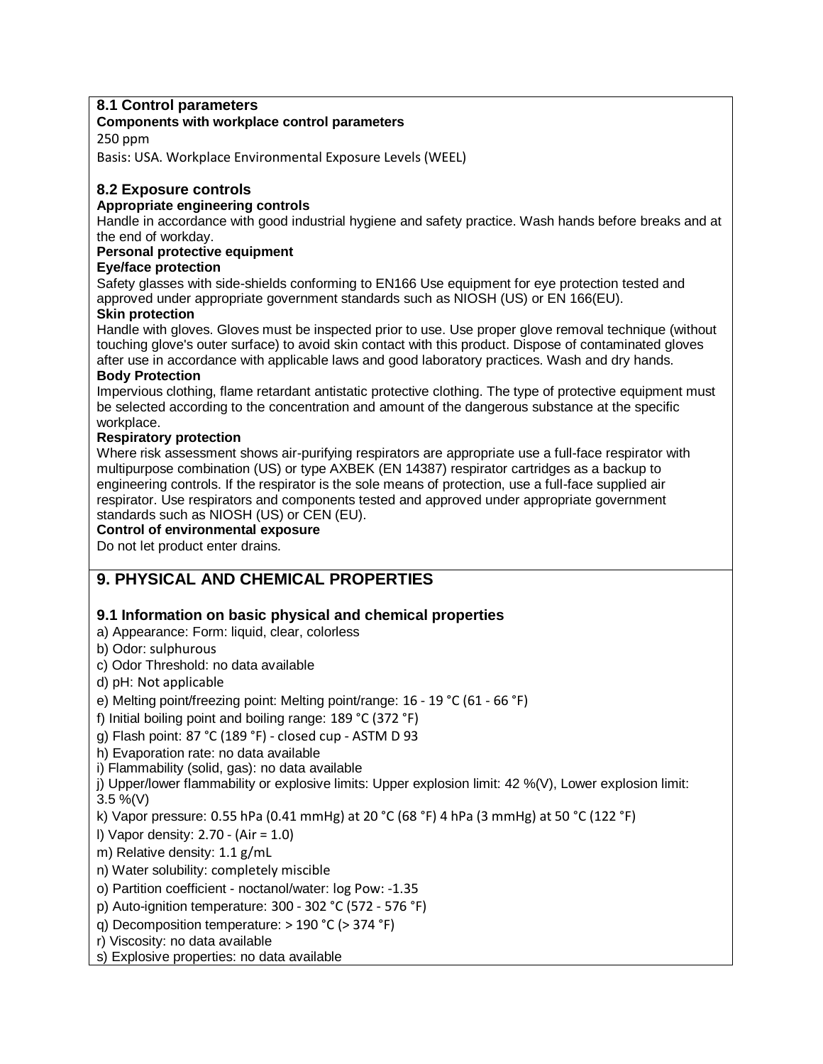### 8.1 Control parameters

**Components with workplace control parameters**

250 ppm

Basis: USA. Workplace Environmental Exposure Levels (WEEL)

### 8.2 Exposure controls

**Appropriate engineering controls**

Handle in accordance with good industrial hygiene and safety practice. Wash hands before breaks and at the end of workday.

**Personal protective equipment**

**Eye/face protection**

Safety glasses with side-shields conforming to EN166 Use equipment for eye protection tested and approved under appropriate government standards such as NIOSH (US) or EN 166(EU).

**Skin protection**

Handle with gloves. Gloves must be inspected prior to use. Use proper glove removal technique (without touching glove's outer surface) to avoid skin contact with this product. Dispose of contaminated gloves after use in accordance with applicable laws and good laboratory practices. Wash and dry hands.

**Body Protection**

Impervious clothing, flame retardant antistatic protective clothing. The type of protective equipment must be selected according to the concentration and amount of the dangerous substance at the specific workplace.

**Respiratory protection**

Where risk assessment shows air-purifying respirators are appropriate use a full-face respirator with multipurpose combination (US) or type AXBEK (EN 14387) respirator cartridges as a backup to engineering controls. If the respirator is the sole means of protection, use a full-face supplied air respirator. Use respirators and components tested and approved under appropriate government standards such as NIOSH (US) or CEN (EU).

**Control of environmental exposure**

Do not let product enter drains.

## 9. PHYSICAL AND CHEMICAL PROPERTIES

### 9.1 Information on basic physical and chemical properties

a) Appearance: Form: liquid, clear, colorless

b) Odor: sulphurous

c) Odor Threshold: no data available

d) pH: Not applicable

e) Melting point/freezing point: Melting point/range: 16 - 19 °C (61 - 66 °F)

f) Initial boiling point and boiling range: 189 °C (372 °F)

g) Flash point: 87 °C (189 °F) - closed cup - ASTM D 93

h) Evaporation rate: no data available

i) Flammability (solid, gas): no data available

j) Upper/lower flammability or explosive limits: Upper explosion limit: 42 %(V), Lower explosion limit: 3.5 %(V)

k) Vapor pressure: 0.55 hPa (0.41 mmHg) at 20 °C (68 °F) 4 hPa (3 mmHg) at 50 °C (122 °F)

l) Vapor density: 2.70 - (Air = 1.0)

m) Relative density: 1.1 g/mL

n) Water solubility: completely miscible

o) Partition coefficient - noctanol/water: log Pow: -1.35

p) Auto-ignition temperature: 300 - 302 °C (572 - 576 °F)

q) Decomposition temperature: > 190 °C (> 374 °F)

r) Viscosity: no data available

s) Explosive properties: no data available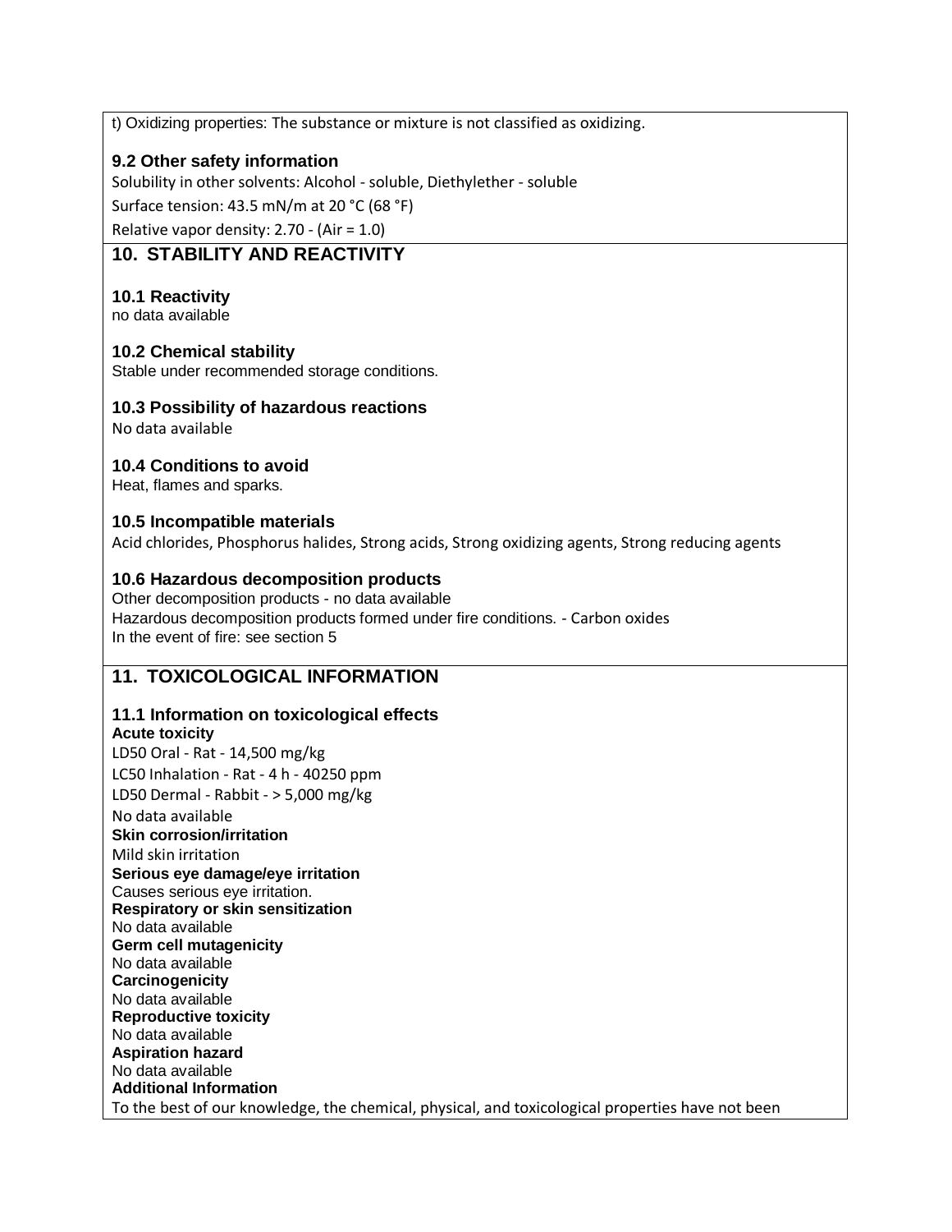t) Oxidizing properties: The substance or mixture is not classified as oxidizing.

### 9.2 Other safety information

Solubility in other solvents: Alcohol - soluble, Diethylether - soluble

Surface tension: 43.5 mN/m at 20 °C (68 °F)

Relative vapor density: 2.70 - (Air = 1.0)

## 10. STABILITY AND REACTIVITY

### 10.1 Reactivity

no data available

### 10.2 Chemical stability

Stable under recommended storage conditions.

### 10.3 Possibility of hazardous reactions

No data available

### 10.4 Conditions to avoid

Heat, flames and sparks.

### 10.5 Incompatible materials

Acid chlorides, Phosphorus halides, Strong acids, Strong oxidizing agents, Strong reducing agents

### 10.6 Hazardous decomposition products

Other decomposition products - no data available

Hazardous decomposition products formed under fire conditions. - Carbon oxides

In the event of fire: see section 5

## 11. TOXICOLOGICAL INFORMATION

### 11.1 Information on toxicological effects

**Acute toxicity**

LD50 Oral - Rat - 14,500 mg/kg

LC50 Inhalation - Rat - 4 h - 40250 ppm

LD50 Dermal - Rabbit - > 5,000 mg/kg

No data available

**Skin corrosion/irritation**

Mild skin irritation

**Serious eye damage/eye irritation**

Causes serious eye irritation.

**Respiratory or skin sensitization**

No data available

**Germ cell mutagenicity**

No data available

**Carcinogenicity**

No data available

**Reproductive toxicity**

No data available

**Aspiration hazard**

No data available

**Additional Information**

To the best of our knowledge, the chemical, physical, and toxicological properties have not been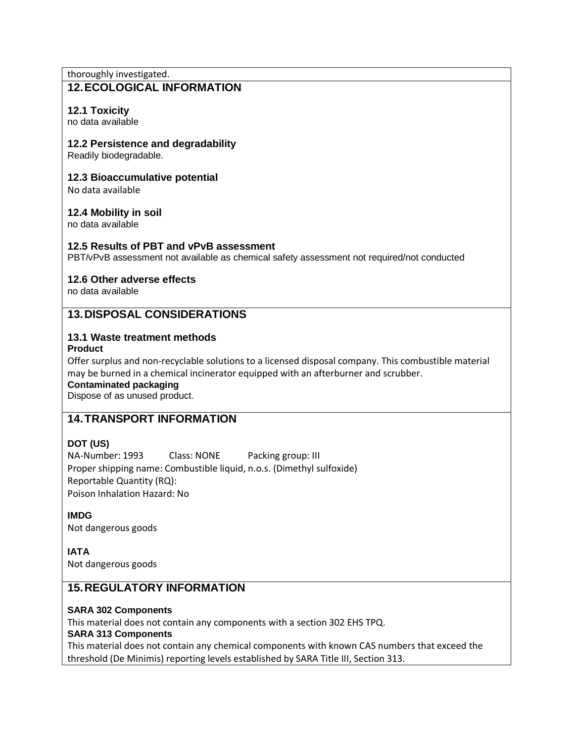thoroughly investigated.

## 12. ECOLOGICAL INFORMATION

### 12.1 Toxicity

no data available

### 12.2 Persistence and degradability

Readily biodegradable.

### 12.3 Bioaccumulative potential

No data available

### 12.4 Mobility in soil

no data available

### 12.5 Results of PBT and vPvB assessment

PBT/vPvB assessment not available as chemical safety assessment not required/not conducted

### 12.6 Other adverse effects

no data available

## 13. DISPOSAL CONSIDERATIONS

### 13.1 Waste treatment methods

**Product**

Offer surplus and non-recyclable solutions to a licensed disposal company. This combustible material may be burned in a chemical incinerator equipped with an afterburner and scrubber.

**Contaminated packaging**

Dispose of as unused product.

## 14. TRANSPORT INFORMATION

**DOT (US)**

NA-Number: 1993 Class: NONE Packing group: III

Proper shipping name: Combustible liquid, n.o.s. (Dimethyl sulfoxide)

Reportable Quantity (RQ):

Poison Inhalation Hazard: No

**IMDG**

Not dangerous goods

**IATA**

Not dangerous goods

## 15. REGULATORY INFORMATION

**SARA 302 Components**

This material does not contain any components with a section 302 EHS TPQ.

**SARA 313 Components**

This material does not contain any chemical components with known CAS numbers that exceed the threshold (De Minimis) reporting levels established by SARA Title III, Section 313.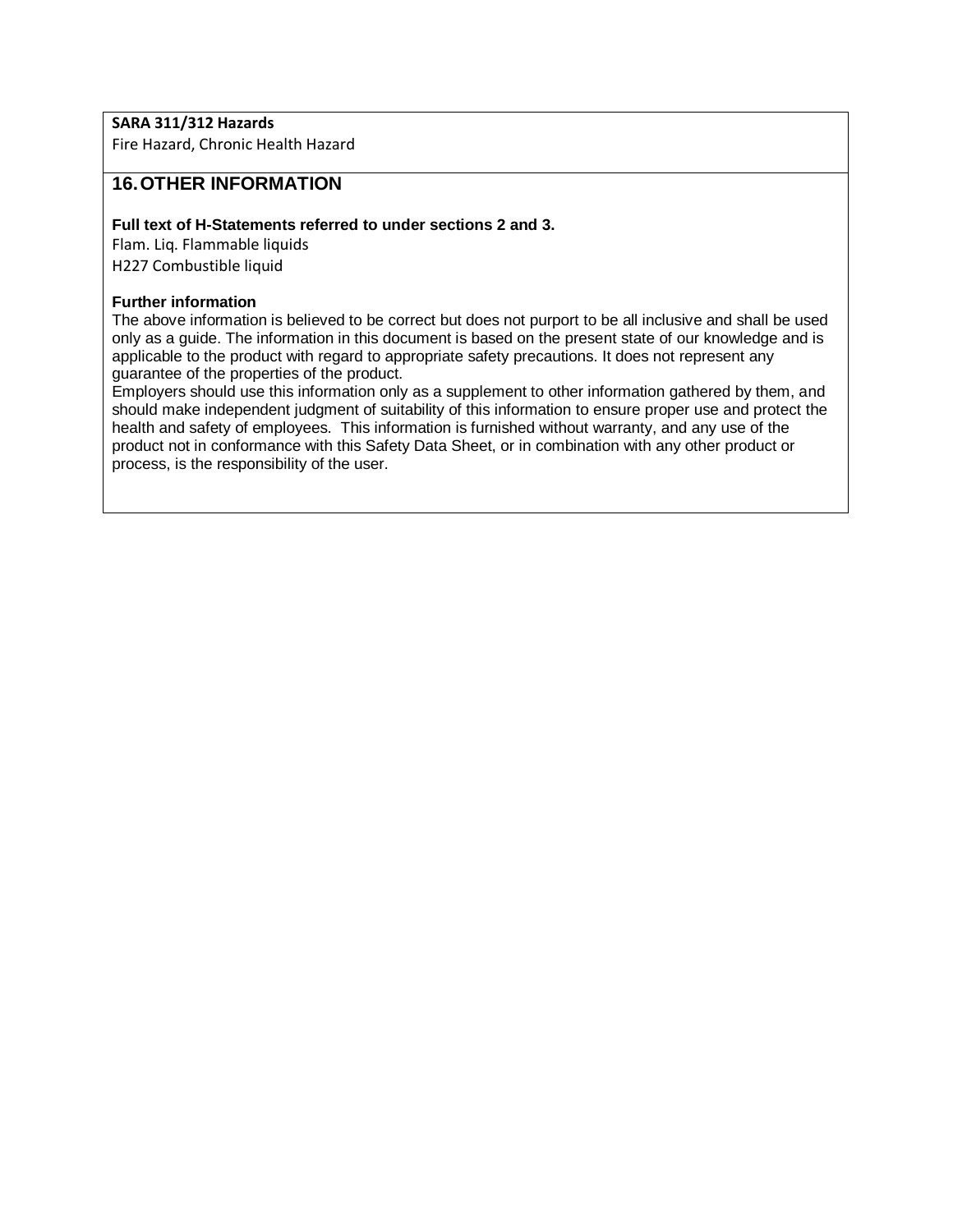**SARA 311/312 Hazards**
Fire Hazard, Chronic Health Hazard

## 16. OTHER INFORMATION

**Full text of H-Statements referred to under sections 2 and 3.**

Flam. Liq. Flammable liquids

H227 Combustible liquid

**Further information**

The above information is believed to be correct but does not purport to be all inclusive and shall be used only as a guide. The information in this document is based on the present state of our knowledge and is applicable to the product with regard to appropriate safety precautions. It does not represent any guarantee of the properties of the product.

Employers should use this information only as a supplement to other information gathered by them, and should make independent judgment of suitability of this information to ensure proper use and protect the health and safety of employees. This information is furnished without warranty, and any use of the product not in conformance with this Safety Data Sheet, or in combination with any other product or process, is the responsibility of the user.